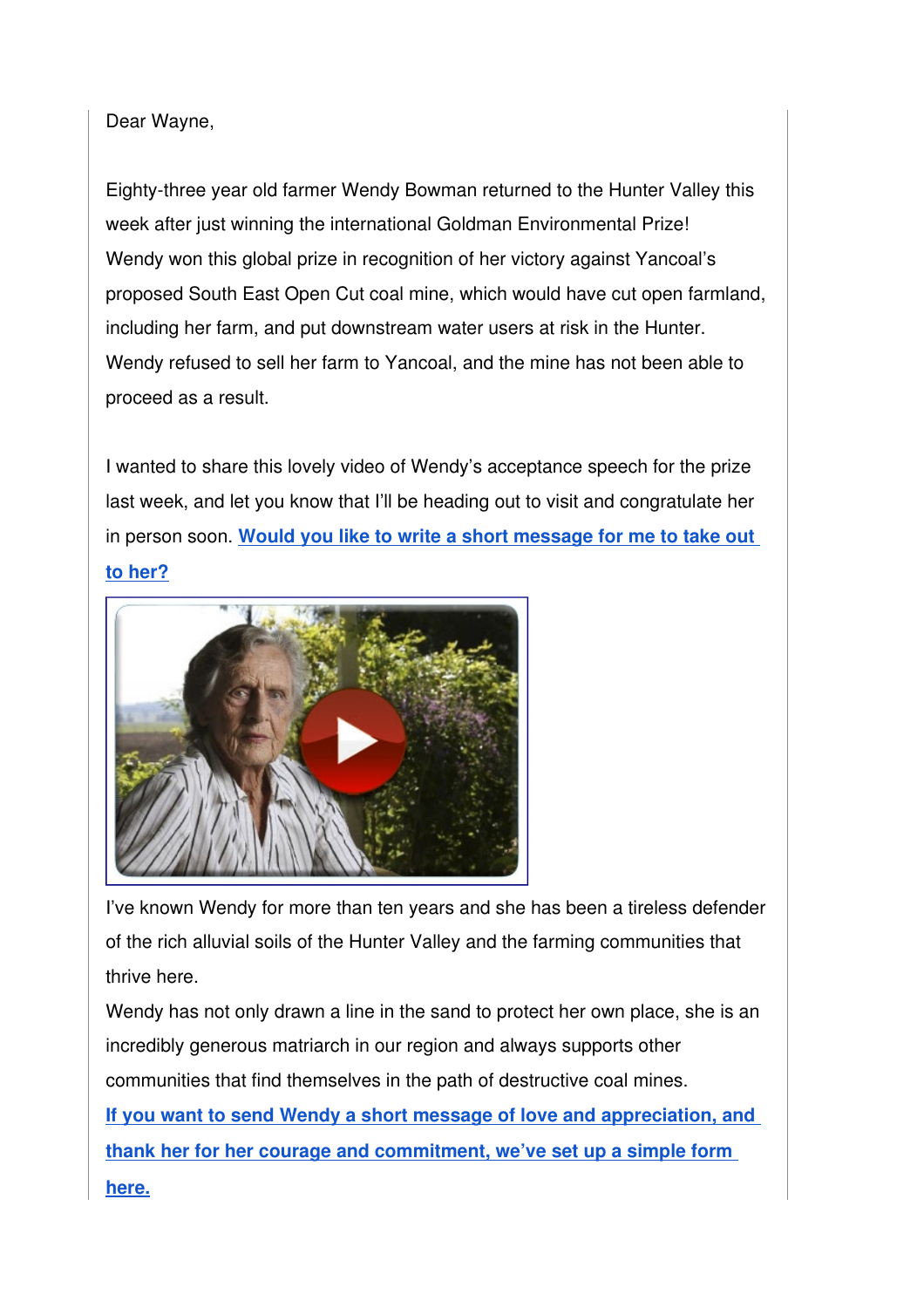Dear Wayne,

Eighty-three year old farmer Wendy Bowman returned to the Hunter Valley this week after just winning the international Goldman Environmental Prize! Wendy won this global prize in recognition of her victory against Yancoal's proposed South East Open Cut coal mine, which would have cut open farmland, including her farm, and put downstream water users at risk in the Hunter. Wendy refused to sell her farm to Yancoal, and the mine has not been able to proceed as a result.

I wanted to share this lovely video of Wendy's acceptance speech for the prize last week, and let you know that I'll be heading out to visit and congratulate her in person soon. **Would you like to write a short message for me to take out to her?**

I've known Wendy for more than ten years and she has been a tireless defender of the rich alluvial soils of the Hunter Valley and the farming communities that thrive here.

Wendy has not only drawn a line in the sand to protect her own place, she is an incredibly generous matriarch in our region and always supports other communities that find themselves in the path of destructive coal mines.

**If you want to send Wendy a short message of love and appreciation, and thank her for her courage and commitment, we've set up a simple form here.**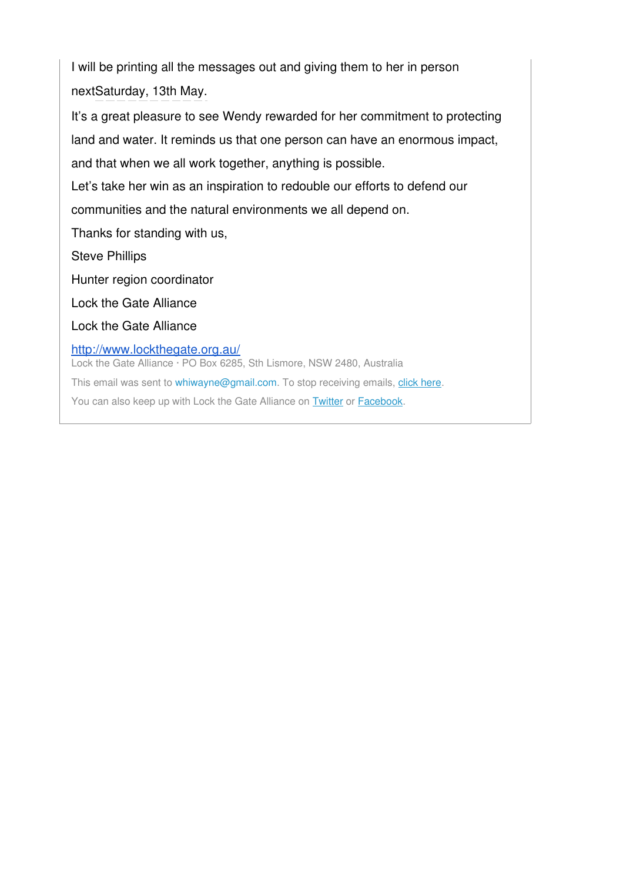I will be printing all the messages out and giving them to her in person nextSaturday, 13th May.

It's a great pleasure to see Wendy rewarded for her commitment to protecting land and water. It reminds us that one person can have an enormous impact, and that when we all work together, anything is possible.

Let's take her win as an inspiration to redouble our efforts to defend our communities and the natural environments we all depend on.

Thanks for standing with us,

Steve Phillips

Hunter region coordinator

Lock the Gate Alliance

Lock the Gate Alliance

http://www.lockthegate.org.au/

Lock the Gate Alliance · PO Box 6285, Sth Lismore, NSW 2480, Australia

This email was sent to whiwayne@gmail.com. To stop receiving emails, click here.

You can also keep up with Lock the Gate Alliance on Twitter or Facebook.